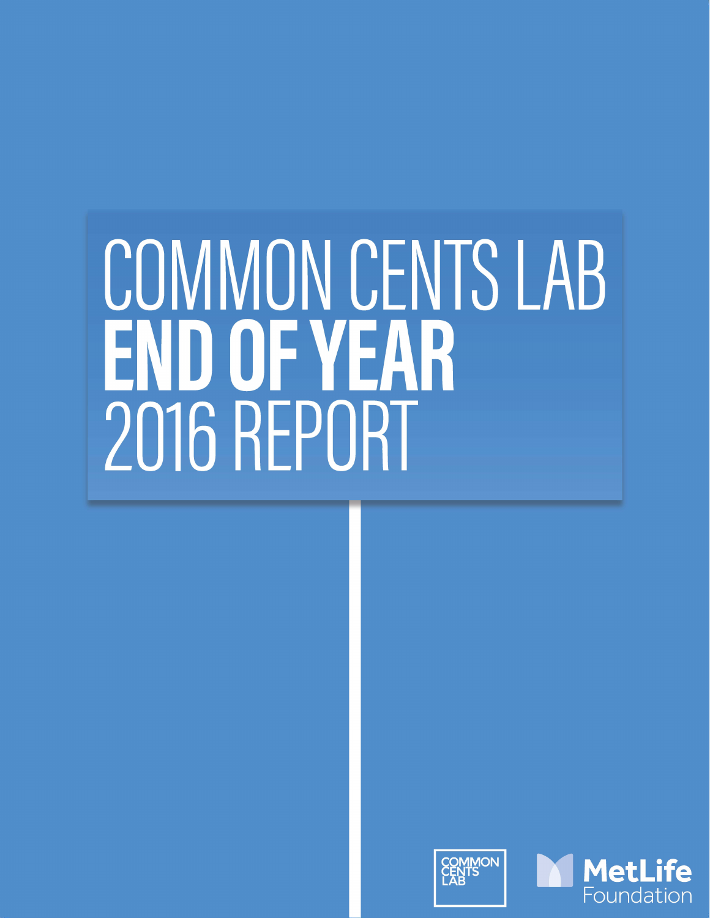# COMMON CENTS LAB **END OF YEAR** 2016 REPORT

COMMON CENTS LAB

MetLife Foundation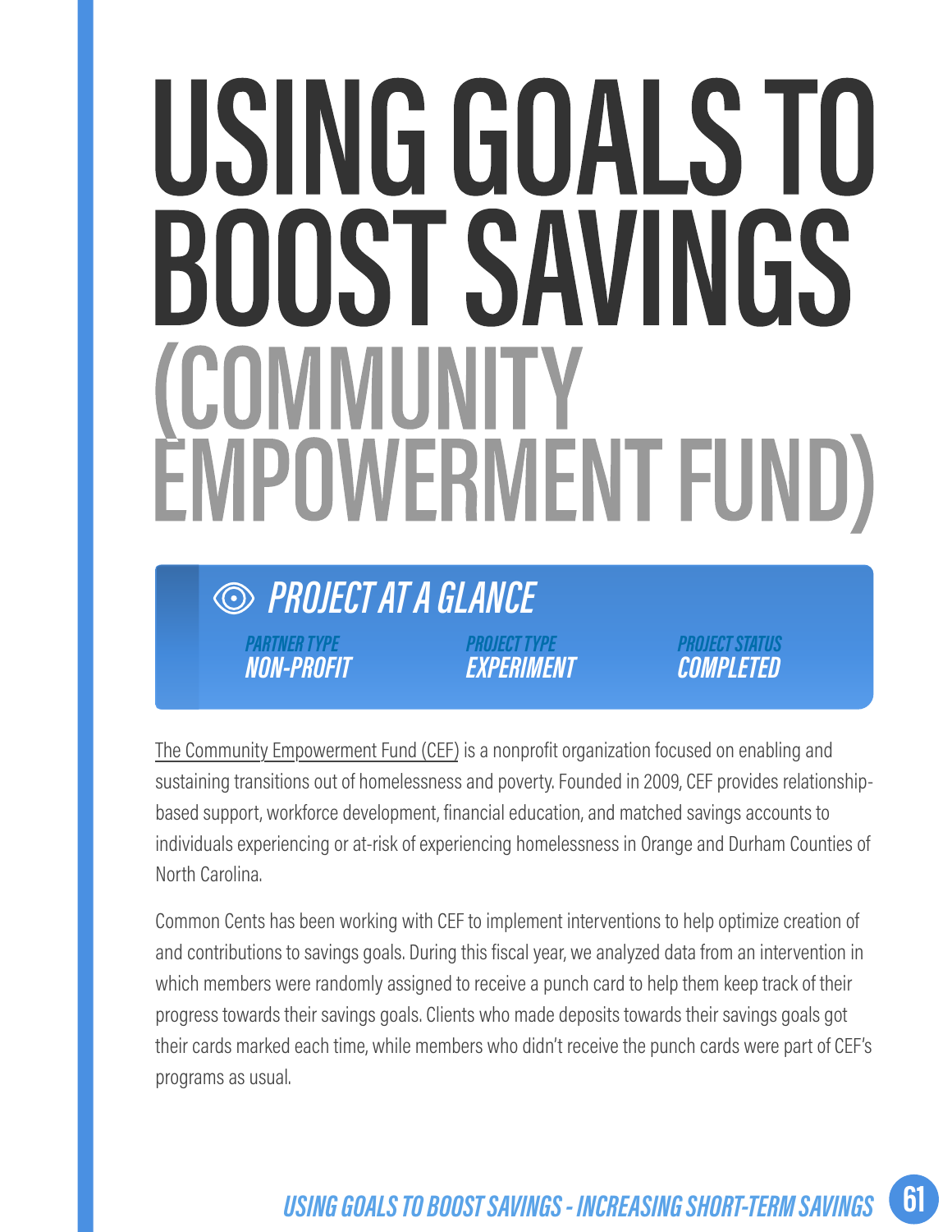# USING GOALS TO BOOST SAVINGS (COMMUNITY EMPOWERMENT FUND)

## PROJECT AT A GLANCE

| PARTNER TYPE | PROJECT TYPE | PROJECT STATUS |
| --- | --- | --- |
| NON-PROFIT | EXPERIMENT | COMPLETED |

The Community Empowerment Fund (CEF) is a nonprofit organization focused on enabling and sustaining transitions out of homelessness and poverty. Founded in 2009, CEF provides relationship-based support, workforce development, financial education, and matched savings accounts to individuals experiencing or at-risk of experiencing homelessness in Orange and Durham Counties of North Carolina.

Common Cents has been working with CEF to implement interventions to help optimize creation of and contributions to savings goals. During this fiscal year, we analyzed data from an intervention in which members were randomly assigned to receive a punch card to help them keep track of their progress towards their savings goals. Clients who made deposits towards their savings goals got their cards marked each time, while members who didn't receive the punch cards were part of CEF's programs as usual.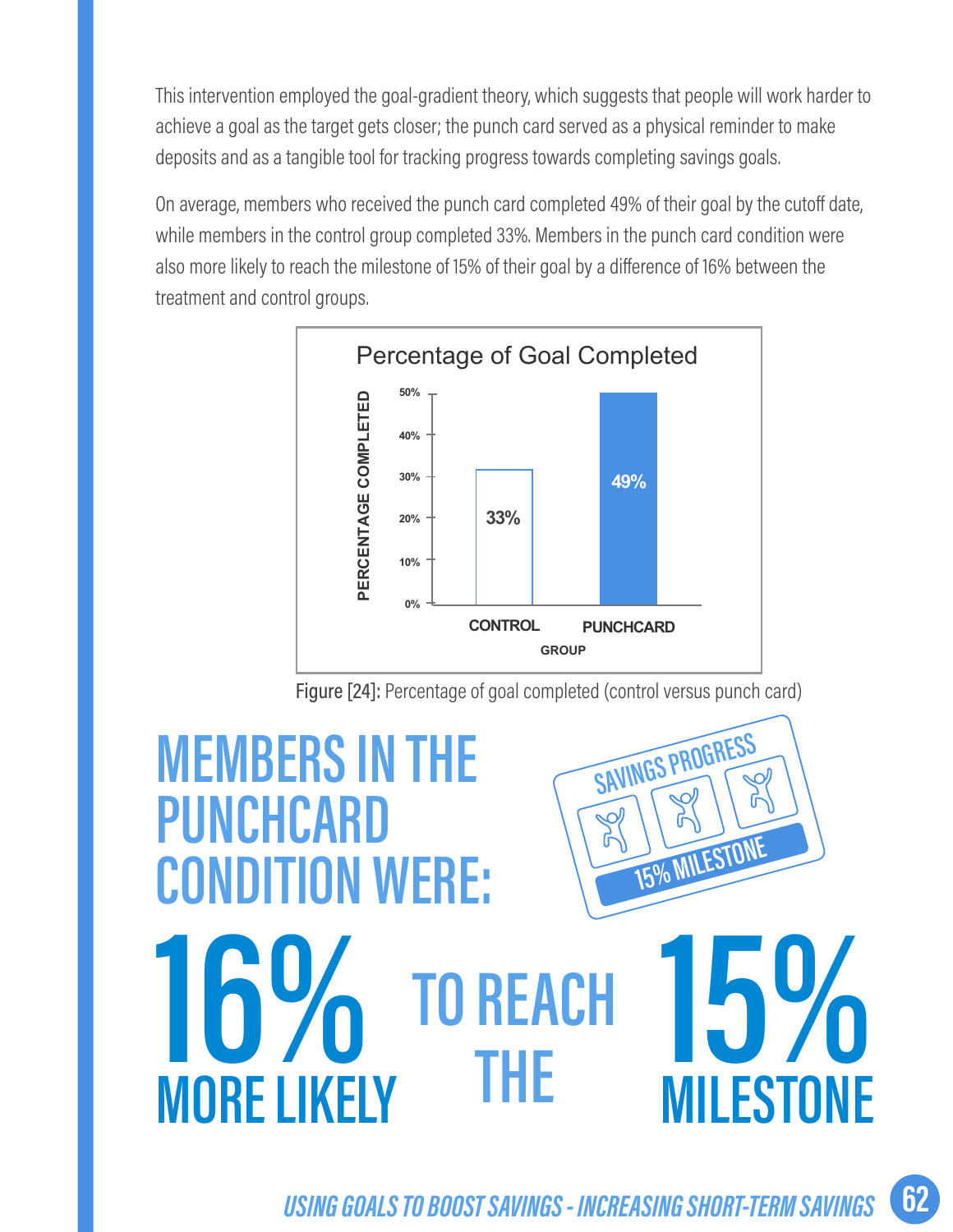This intervention employed the goal-gradient theory, which suggests that people will work harder to achieve a goal as the target gets closer; the punch card served as a physical reminder to make deposits and as a tangible tool for tracking progress towards completing savings goals.

On average, members who received the punch card completed 49% of their goal by the cutoff date, while members in the control group completed 33%. Members in the punch card condition were also more likely to reach the milestone of 15% of their goal by a difference of 16% between the treatment and control groups.

**Percentage of Goal Completed**

| GROUP | PERCENTAGE COMPLETED |
| --- | --- |
| CONTROL | 33% |
| PUNCHCARD | 49% |

Figure [24]: Percentage of goal completed (control versus punch card)

## MEMBERS IN THE PUNCHCARD CONDITION WERE:

SAVINGS PROGRESS

15% MILESTONE

# 16% MORE LIKELY TO REACH THE 15% MILESTONE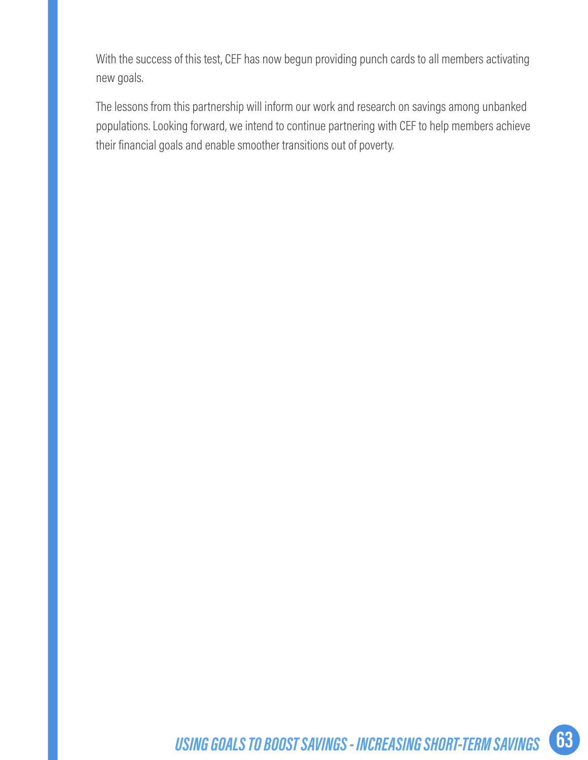With the success of this test, CEF has now begun providing punch cards to all members activating new goals.

The lessons from this partnership will inform our work and research on savings among unbanked populations. Looking forward, we intend to continue partnering with CEF to help members achieve their financial goals and enable smoother transitions out of poverty.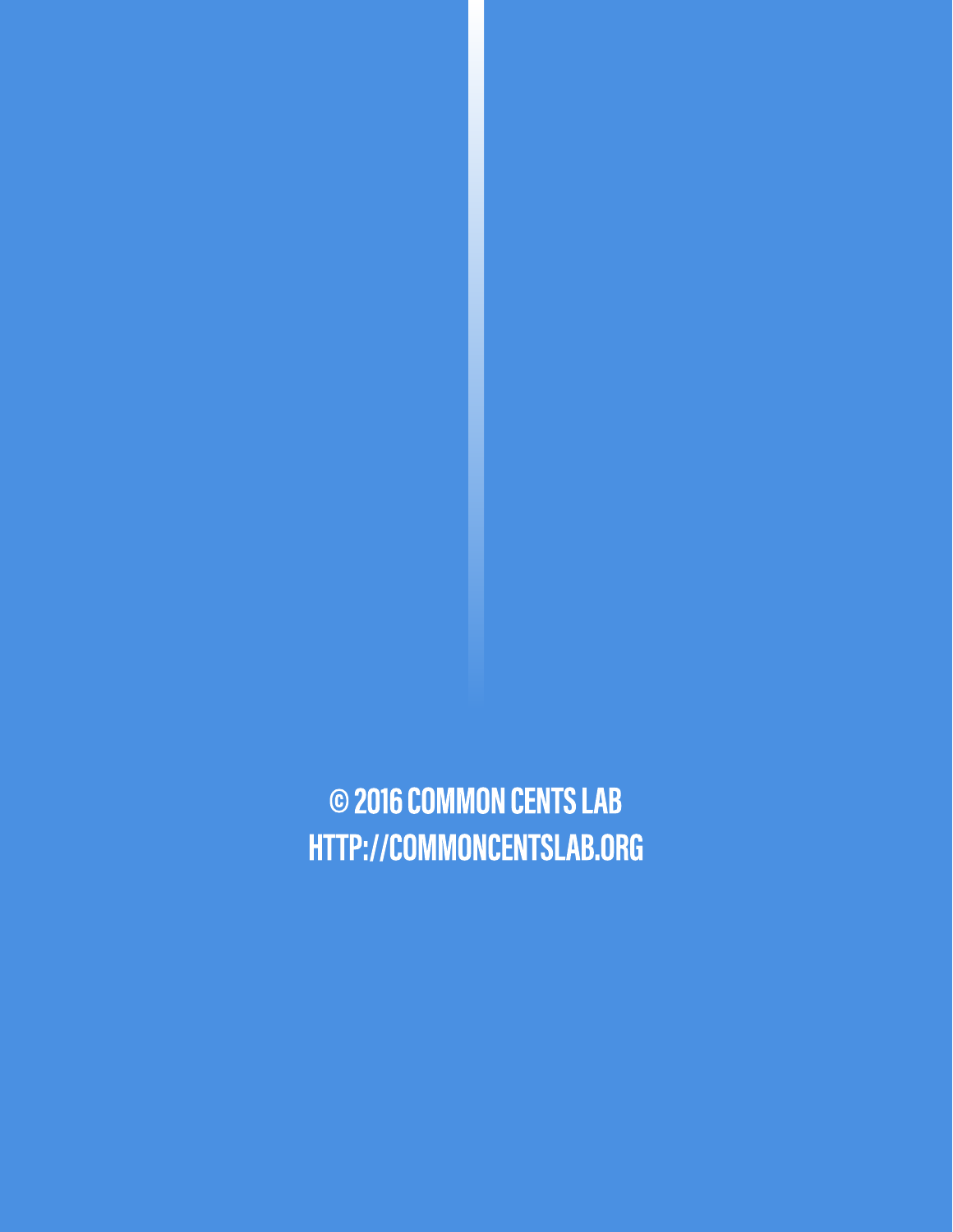© 2016 COMMON CENTS LAB

HTTP://COMMONCENTSLAB.ORG